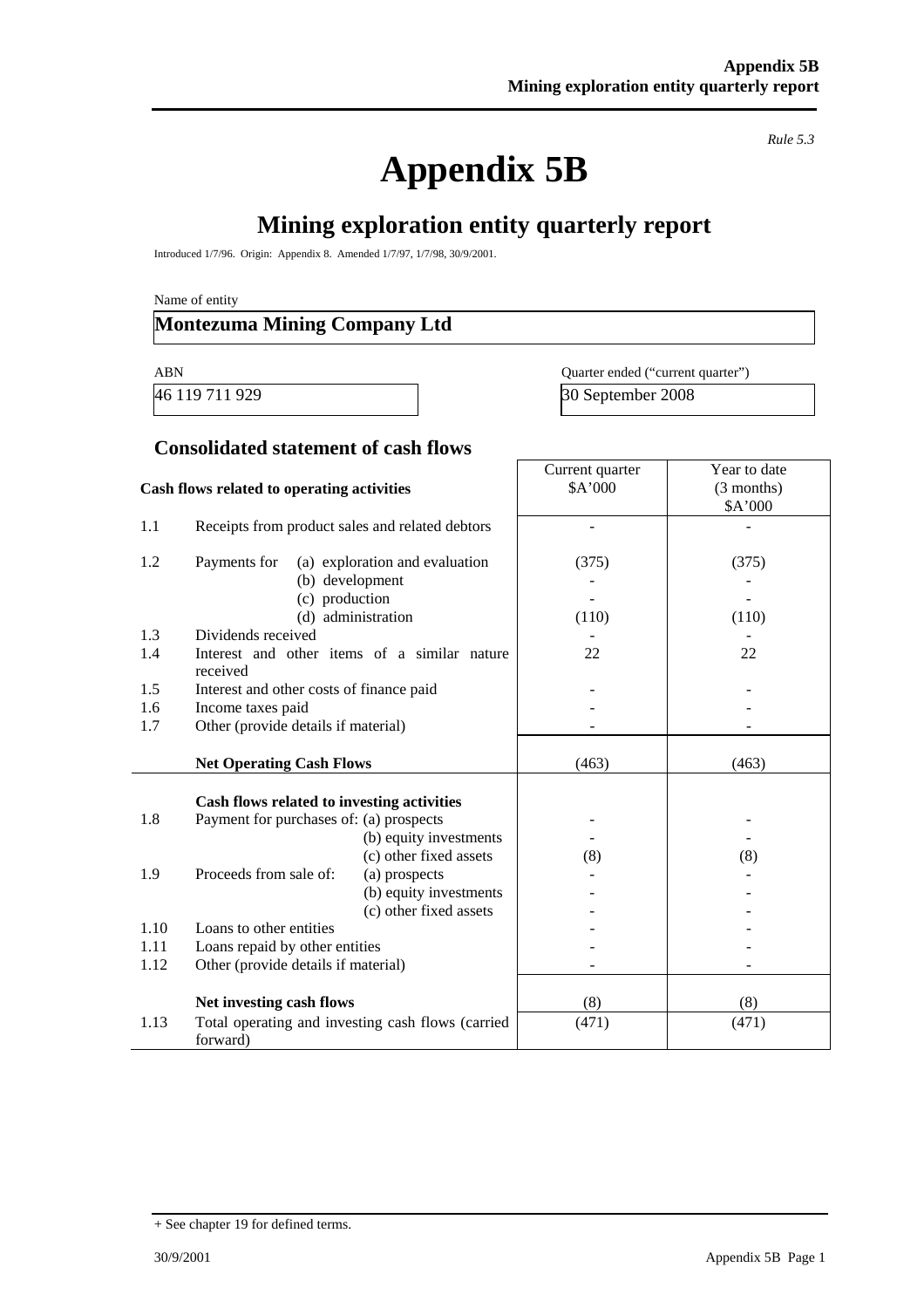*Rule 5.3*

# Appendix 5B

## Mining exploration entity quarterly report

Introduced 1/7/96. Origin: Appendix 8. Amended 1/7/97, 1/7/98, 30/9/2001.

Name of entity

| **Montezuma Mining Company Ltd** |
|---|

| ABN | Quarter ended ("current quarter") |
|---|---|
| 46 119 711 929 | 30 September 2008 |

### Consolidated statement of cash flows

| | Cash flows related to operating activities | Current quarter $A'000 | Year to date (3 months) $A'000 |
|---|---|---|---|
| 1.1 | Receipts from product sales and related debtors | - | - |
| 1.2 | Payments for (a) exploration and evaluation | (375) | (375) |
| | (b) development | - | - |
| | (c) production | - | - |
| | (d) administration | (110) | (110) |
| 1.3 | Dividends received | - | - |
| 1.4 | Interest and other items of a similar nature received | 22 | 22 |
| 1.5 | Interest and other costs of finance paid | - | - |
| 1.6 | Income taxes paid | - | - |
| 1.7 | Other (provide details if material) | - | - |
| | **Net Operating Cash Flows** | (463) | (463) |
| | **Cash flows related to investing activities** | | |
| 1.8 | Payment for purchases of: (a) prospects | - | - |
| | (b) equity investments | - | - |
| | (c) other fixed assets | (8) | (8) |
| 1.9 | Proceeds from sale of: (a) prospects | - | - |
| | (b) equity investments | - | - |
| | (c) other fixed assets | - | - |
| 1.10 | Loans to other entities | - | - |
| 1.11 | Loans repaid by other entities | - | - |
| 1.12 | Other (provide details if material) | - | - |
| | **Net investing cash flows** | (8) | (8) |
| 1.13 | Total operating and investing cash flows (carried forward) | (471) | (471) |

+ See chapter 19 for defined terms.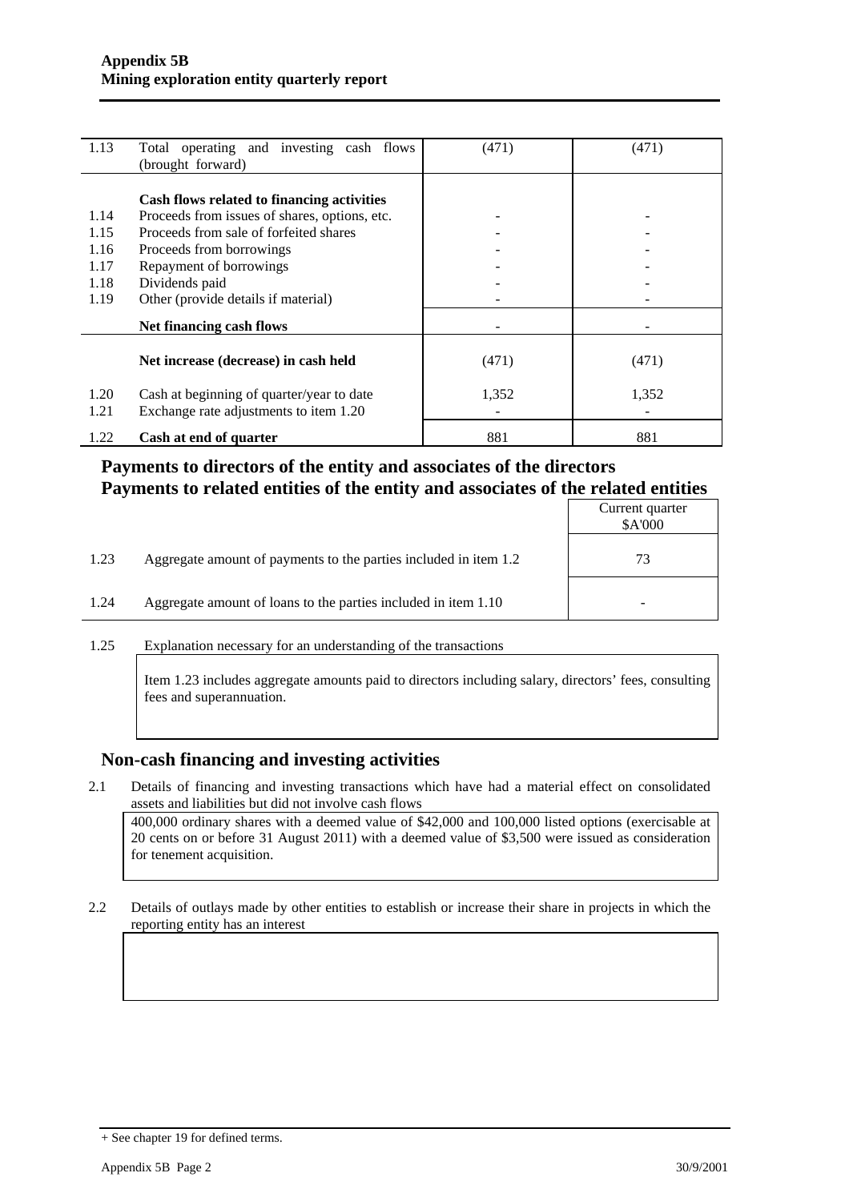| | | | |
|---|---|---|---|
| 1.13 | Total operating and investing cash flows (brought forward) | (471) | (471) |
| | **Cash flows related to financing activities** | | |
| 1.14 | Proceeds from issues of shares, options, etc. | - | - |
| 1.15 | Proceeds from sale of forfeited shares | - | - |
| 1.16 | Proceeds from borrowings | - | - |
| 1.17 | Repayment of borrowings | - | - |
| 1.18 | Dividends paid | - | - |
| 1.19 | Other (provide details if material) | - | - |
| | **Net financing cash flows** | - | - |
| | **Net increase (decrease) in cash held** | (471) | (471) |
| 1.20 | Cash at beginning of quarter/year to date | 1,352 | 1,352 |
| 1.21 | Exchange rate adjustments to item 1.20 | - | - |
| 1.22 | **Cash at end of quarter** | 881 | 881 |

## Payments to directors of the entity and associates of the directors
## Payments to related entities of the entity and associates of the related entities

| | | Current quarter $A'000 |
|---|---|---|
| 1.23 | Aggregate amount of payments to the parties included in item 1.2 | 73 |
| 1.24 | Aggregate amount of loans to the parties included in item 1.10 | - |

1.25 Explanation necessary for an understanding of the transactions

Item 1.23 includes aggregate amounts paid to directors including salary, directors' fees, consulting fees and superannuation.

## Non-cash financing and investing activities

2.1 Details of financing and investing transactions which have had a material effect on consolidated assets and liabilities but did not involve cash flows

400,000 ordinary shares with a deemed value of $42,000 and 100,000 listed options (exercisable at 20 cents on or before 31 August 2011) with a deemed value of $3,500 were issued as consideration for tenement acquisition.

2.2 Details of outlays made by other entities to establish or increase their share in projects in which the reporting entity has an interest

+ See chapter 19 for defined terms.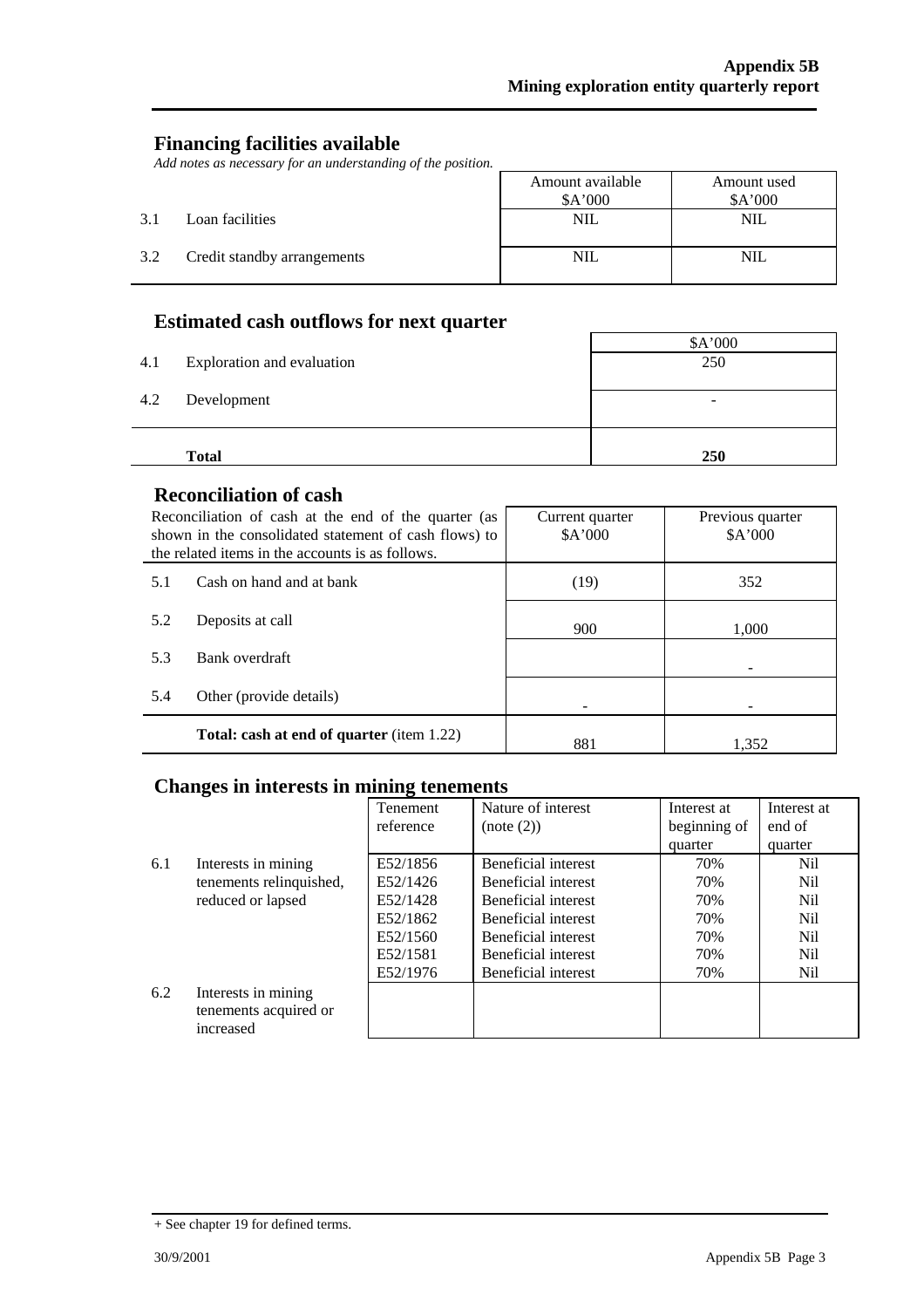## Financing facilities available

*Add notes as necessary for an understanding of the position.*

| | | Amount available $A'000 | Amount used $A'000 |
|---|---|---|---|
| 3.1 | Loan facilities | NIL | NIL |
| 3.2 | Credit standby arrangements | NIL | NIL |

## Estimated cash outflows for next quarter

| | | $A'000 |
|---|---|---|
| 4.1 | Exploration and evaluation | 250 |
| 4.2 | Development | - |
| | **Total** | **250** |

## Reconciliation of cash

| Reconciliation of cash at the end of the quarter (as shown in the consolidated statement of cash flows) to the related items in the accounts is as follows. | | Current quarter $A'000 | Previous quarter $A'000 |
|---|---|---|---|
| 5.1 | Cash on hand and at bank | (19) | 352 |
| 5.2 | Deposits at call | 900 | 1,000 |
| 5.3 | Bank overdraft | | - |
| 5.4 | Other (provide details) | - | - |
| | **Total: cash at end of quarter** (item 1.22) | 881 | 1,352 |

## Changes in interests in mining tenements

| | | Tenement reference | Nature of interest (note (2)) | Interest at beginning of quarter | Interest at end of quarter |
|---|---|---|---|---|---|
| 6.1 | Interests in mining tenements relinquished, reduced or lapsed | E52/1856 | Beneficial interest | 70% | Nil |
| | | E52/1426 | Beneficial interest | 70% | Nil |
| | | E52/1428 | Beneficial interest | 70% | Nil |
| | | E52/1862 | Beneficial interest | 70% | Nil |
| | | E52/1560 | Beneficial interest | 70% | Nil |
| | | E52/1581 | Beneficial interest | 70% | Nil |
| | | E52/1976 | Beneficial interest | 70% | Nil |
| 6.2 | Interests in mining tenements acquired or increased | | | | |

+ See chapter 19 for defined terms.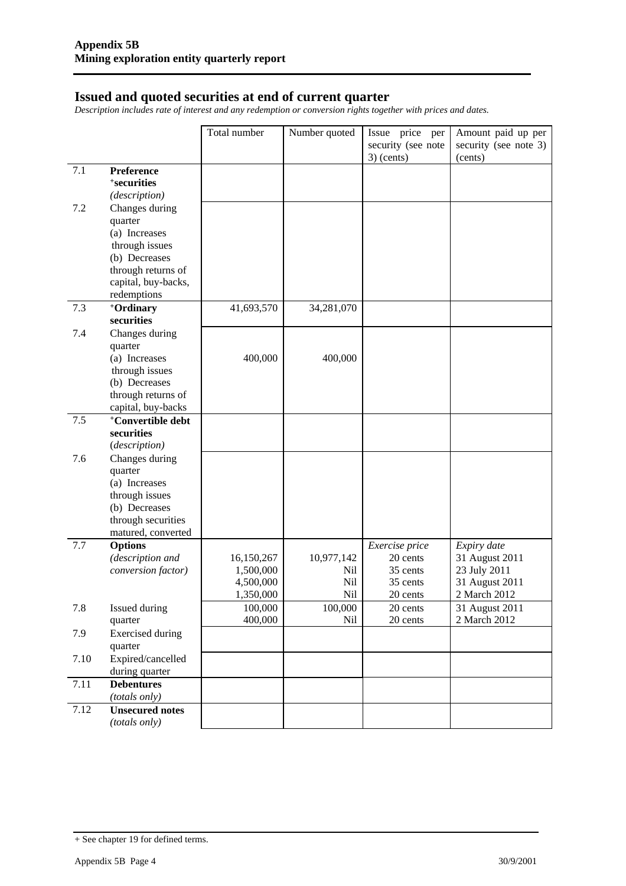**Appendix 5B**
**Mining exploration entity quarterly report**

## Issued and quoted securities at end of current quarter

*Description includes rate of interest and any redemption or conversion rights together with prices and dates.*

| | | Total number | Number quoted | Issue price per security (see note 3) (cents) | Amount paid up per security (see note 3) (cents) |
|---|---|---|---|---|---|
| 7.1 | **Preference** **+securities** *(description)* | | | | |
| 7.2 | Changes during quarter (a) Increases through issues (b) Decreases through returns of capital, buy-backs, redemptions | | | | |
| 7.3 | **+Ordinary securities** | 41,693,570 | 34,281,070 | | |
| 7.4 | Changes during quarter (a) Increases through issues (b) Decreases through returns of capital, buy-backs | 400,000 | 400,000 | | |
| 7.5 | **+Convertible debt securities** *(description)* | | | | |
| 7.6 | Changes during quarter (a) Increases through issues (b) Decreases through securities matured, converted | | | | |
| 7.7 | **Options** *(description and conversion factor)* | 16,150,267<br>1,500,000<br>4,500,000<br>1,350,000 | 10,977,142<br>Nil<br>Nil<br>Nil | *Exercise price*<br>20 cents<br>35 cents<br>35 cents<br>20 cents | *Expiry date*<br>31 August 2011<br>23 July 2011<br>31 August 2011<br>2 March 2012 |
| 7.8 | Issued during quarter | 100,000<br>400,000 | 100,000<br>Nil | 20 cents<br>20 cents | 31 August 2011<br>2 March 2012 |
| 7.9 | Exercised during quarter | | | | |
| 7.10 | Expired/cancelled during quarter | | | | |
| 7.11 | **Debentures** *(totals only)* | | | | |
| 7.12 | **Unsecured notes** *(totals only)* | | | | |

+ See chapter 19 for defined terms.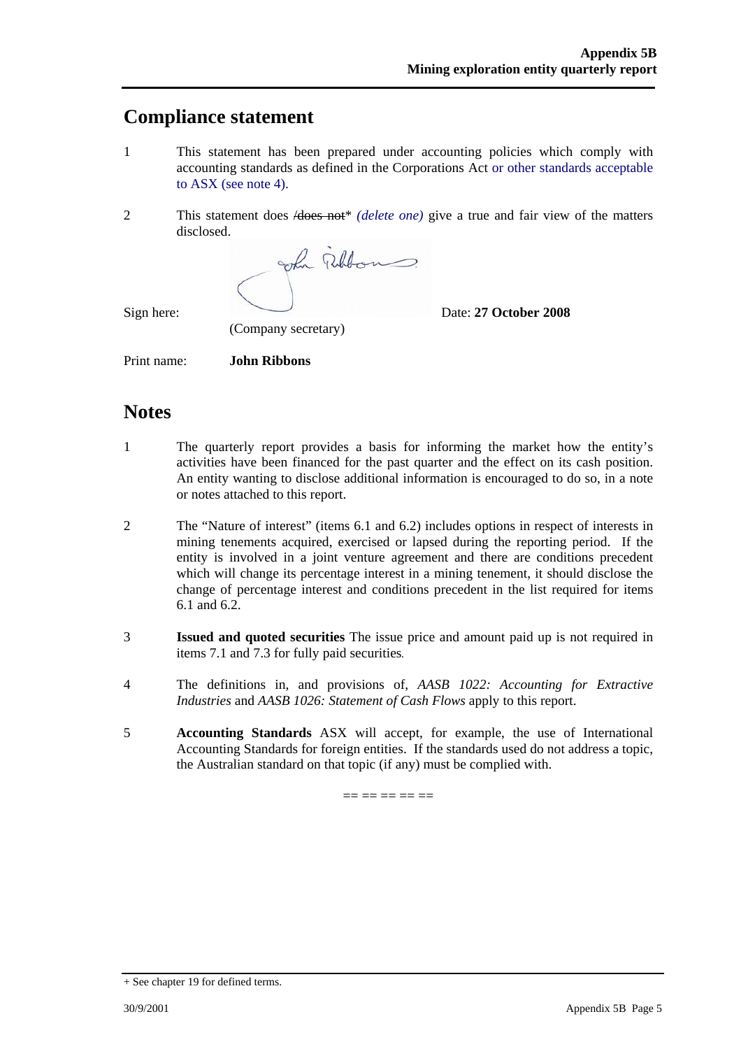## Compliance statement

1 This statement has been prepared under accounting policies which comply with accounting standards as defined in the Corporations Act or other standards acceptable to ASX (see note 4).

2 This statement does /~~does not~~* *(delete one)* give a true and fair view of the matters disclosed.

Sign here: ............................................................ Date: **27 October 2008**
(Company secretary)

Print name: **John Ribbons**

## Notes

1 The quarterly report provides a basis for informing the market how the entity's activities have been financed for the past quarter and the effect on its cash position. An entity wanting to disclose additional information is encouraged to do so, in a note or notes attached to this report.

2 The "Nature of interest" (items 6.1 and 6.2) includes options in respect of interests in mining tenements acquired, exercised or lapsed during the reporting period. If the entity is involved in a joint venture agreement and there are conditions precedent which will change its percentage interest in a mining tenement, it should disclose the change of percentage interest and conditions precedent in the list required for items 6.1 and 6.2.

3 **Issued and quoted securities** The issue price and amount paid up is not required in items 7.1 and 7.3 for fully paid securities.

4 The definitions in, and provisions of, *AASB 1022: Accounting for Extractive Industries* and *AASB 1026: Statement of Cash Flows* apply to this report.

5 **Accounting Standards** ASX will accept, for example, the use of International Accounting Standards for foreign entities. If the standards used do not address a topic, the Australian standard on that topic (if any) must be complied with.

== == == == ==

+ See chapter 19 for defined terms.